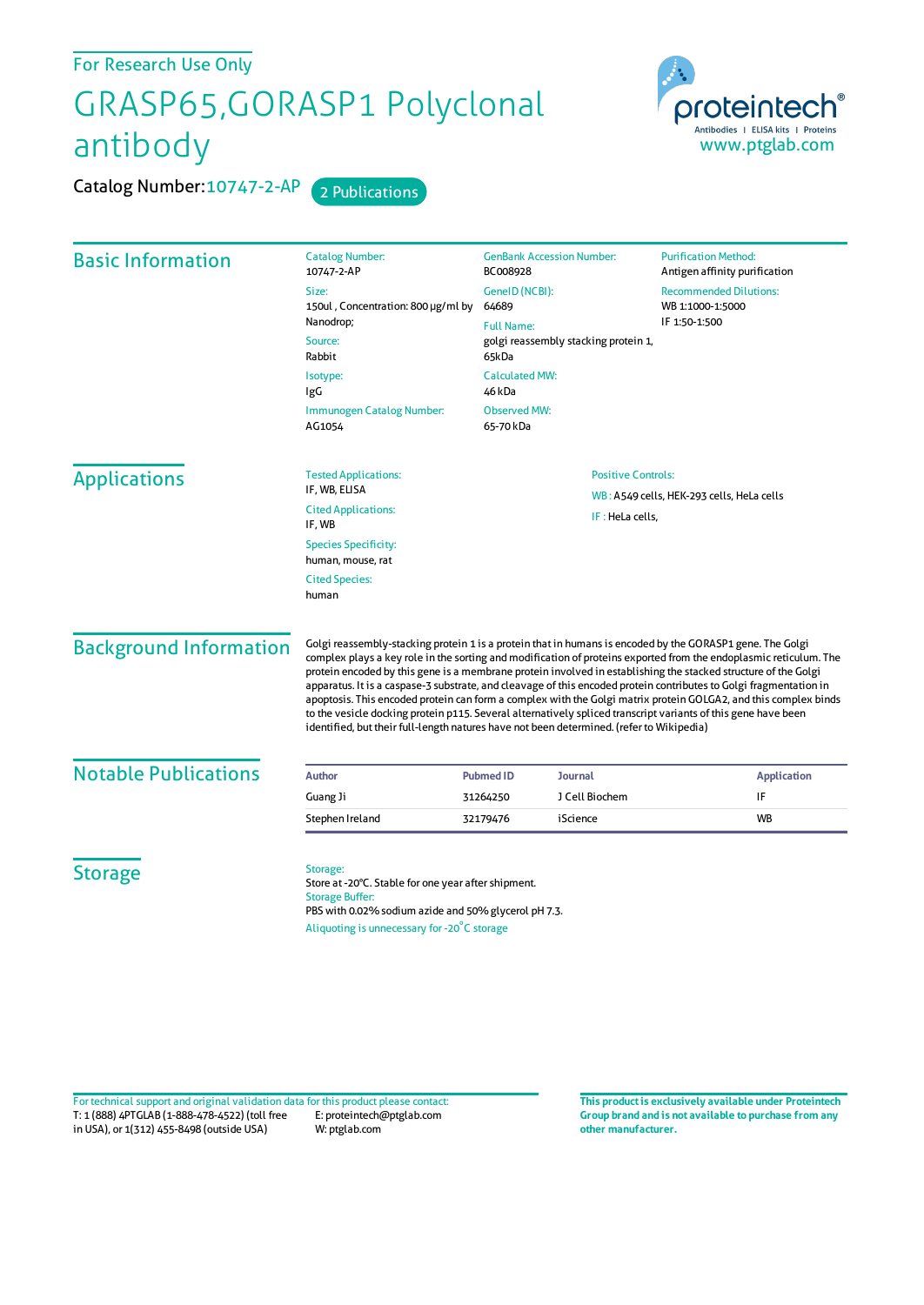For Research Use Only

# GRASP65,GORASP1 Polyclonal antibody

Catalog Number: 10747-2-AP    2 Publications

proteintech®
Antibodies | ELISA kits | Proteins
www.ptglab.com

## Basic Information

Catalog Number:
10747-2-AP

Size:
150ul , Concentration: 800 μg/ml by Nanodrop;

Source:
Rabbit

Isotype:
IgG

Immunogen Catalog Number:
AG1054

GenBank Accession Number:
BC008928

GeneID (NCBI):
64689

Full Name:
golgi reassembly stacking protein 1, 65kDa

Calculated MW:
46 kDa

Observed MW:
65-70 kDa

Purification Method:
Antigen affinity purification

Recommended Dilutions:
WB 1:1000-1:5000
IF 1:50-1:500

## Applications

Tested Applications:
IF, WB, ELISA

Cited Applications:
IF, WB

Species Specificity:
human, mouse, rat

Cited Species:
human

Positive Controls:

WB : A549 cells, HEK-293 cells, HeLa cells

IF : HeLa cells,

## Background Information

Golgi reassembly-stacking protein 1 is a protein that in humans is encoded by the GORASP1 gene. The Golgi complex plays a key role in the sorting and modification of proteins exported from the endoplasmic reticulum. The protein encoded by this gene is a membrane protein involved in establishing the stacked structure of the Golgi apparatus. It is a caspase-3 substrate, and cleavage of this encoded protein contributes to Golgi fragmentation in apoptosis. This encoded protein can form a complex with the Golgi matrix protein GOLGA2, and this complex binds to the vesicle docking protein p115. Several alternatively spliced transcript variants of this gene have been identified, but their full-length natures have not been determined. (refer to Wikipedia)

## Notable Publications

| Author | Pubmed ID | Journal | Application |
|---|---|---|---|
| Guang Ji | 31264250 | J Cell Biochem | IF |
| Stephen Ireland | 32179476 | iScience | WB |

## Storage

Storage:
Store at -20°C. Stable for one year after shipment.

Storage Buffer:
PBS with 0.02% sodium azide and 50% glycerol pH 7.3.

Aliquoting is unnecessary for -20°C storage

For technical support and original validation data for this product please contact:
T: 1 (888) 4PTGLAB (1-888-478-4522) (toll free in USA), or 1(312) 455-8498 (outside USA)
E: proteintech@ptglab.com
W: ptglab.com

**This product is exclusively available under Proteintech Group brand and is not available to purchase from any other manufacturer.**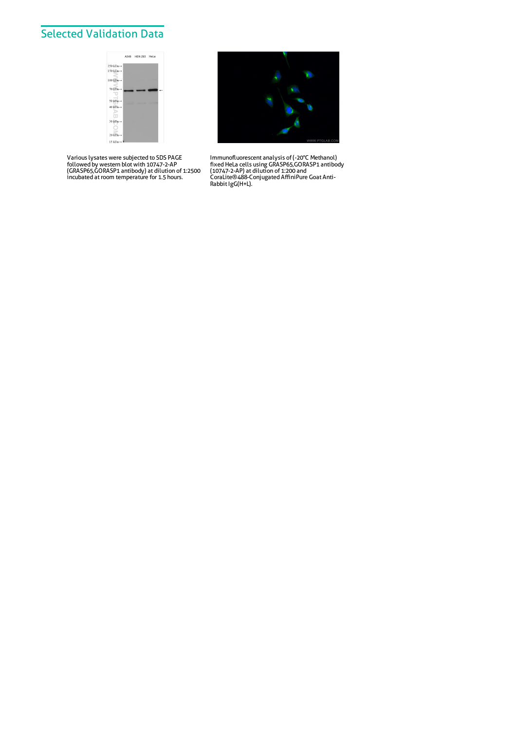## Selected Validation Data

A549 HEK-293 HeLa

250 kDa→
150 kDa→
100 kDa→
70 kDa→
50 kDa→
40 kDa→
30 kDa→
20 kDa→
15 kDa→

WWW.PTGLAB.COM

Various lysates were subjected to SDS PAGE followed by western blot with 10747-2-AP (GRASP65,GORASP1 antibody) at dilution of 1:2500 incubated at room temperature for 1.5 hours.

WWW.PTGLAB.COM

Immunofluorescent analysis of (-20°C Methanol) fixed HeLa cells using GRASP65,GORASP1 antibody (10747-2-AP) at dilution of 1:200 and CoraLite®488-Conjugated AffiniPure Goat Anti-Rabbit IgG(H+L).